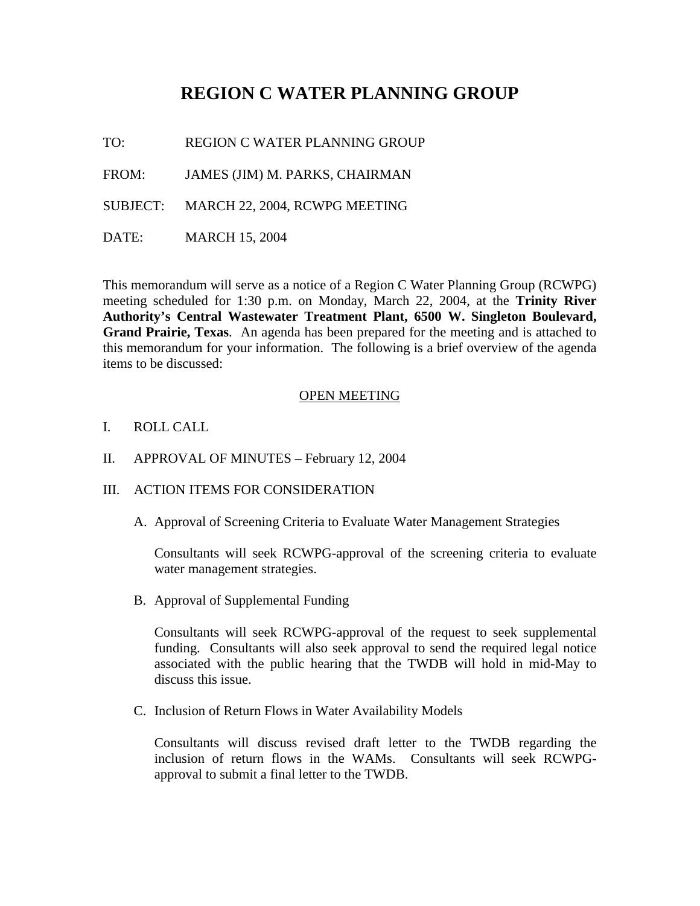# REGION C WATER PLANNING GROUP

TO: REGION C WATER PLANNING GROUP

FROM: JAMES (JIM) M. PARKS, CHAIRMAN

SUBJECT: MARCH 22, 2004, RCWPG MEETING

DATE: MARCH 15, 2004

This memorandum will serve as a notice of a Region C Water Planning Group (RCWPG) meeting scheduled for 1:30 p.m. on Monday, March 22, 2004, at the **Trinity River Authority's Central Wastewater Treatment Plant, 6500 W. Singleton Boulevard, Grand Prairie, Texas**. An agenda has been prepared for the meeting and is attached to this memorandum for your information. The following is a brief overview of the agenda items to be discussed:

<u>OPEN MEETING</u>

I. ROLL CALL

II. APPROVAL OF MINUTES – February 12, 2004

III. ACTION ITEMS FOR CONSIDERATION

A. Approval of Screening Criteria to Evaluate Water Management Strategies

Consultants will seek RCWPG-approval of the screening criteria to evaluate water management strategies.

B. Approval of Supplemental Funding

Consultants will seek RCWPG-approval of the request to seek supplemental funding. Consultants will also seek approval to send the required legal notice associated with the public hearing that the TWDB will hold in mid-May to discuss this issue.

C. Inclusion of Return Flows in Water Availability Models

Consultants will discuss revised draft letter to the TWDB regarding the inclusion of return flows in the WAMs. Consultants will seek RCWPG-approval to submit a final letter to the TWDB.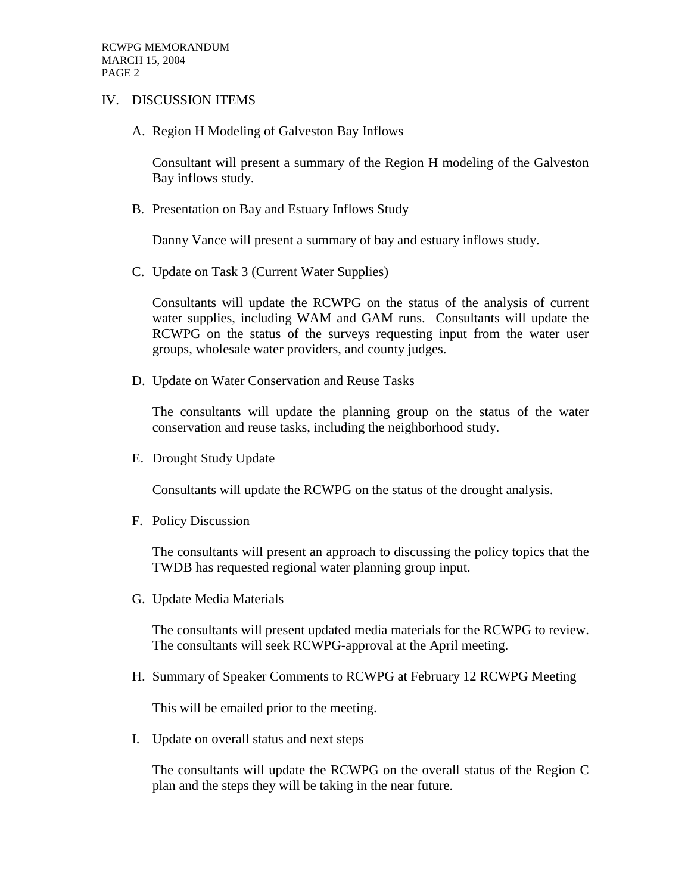## IV. DISCUSSION ITEMS

A. Region H Modeling of Galveston Bay Inflows

Consultant will present a summary of the Region H modeling of the Galveston Bay inflows study.

B. Presentation on Bay and Estuary Inflows Study

Danny Vance will present a summary of bay and estuary inflows study.

C. Update on Task 3 (Current Water Supplies)

Consultants will update the RCWPG on the status of the analysis of current water supplies, including WAM and GAM runs. Consultants will update the RCWPG on the status of the surveys requesting input from the water user groups, wholesale water providers, and county judges.

D. Update on Water Conservation and Reuse Tasks

The consultants will update the planning group on the status of the water conservation and reuse tasks, including the neighborhood study.

E. Drought Study Update

Consultants will update the RCWPG on the status of the drought analysis.

F. Policy Discussion

The consultants will present an approach to discussing the policy topics that the TWDB has requested regional water planning group input.

G. Update Media Materials

The consultants will present updated media materials for the RCWPG to review. The consultants will seek RCWPG-approval at the April meeting.

H. Summary of Speaker Comments to RCWPG at February 12 RCWPG Meeting

This will be emailed prior to the meeting.

I. Update on overall status and next steps

The consultants will update the RCWPG on the overall status of the Region C plan and the steps they will be taking in the near future.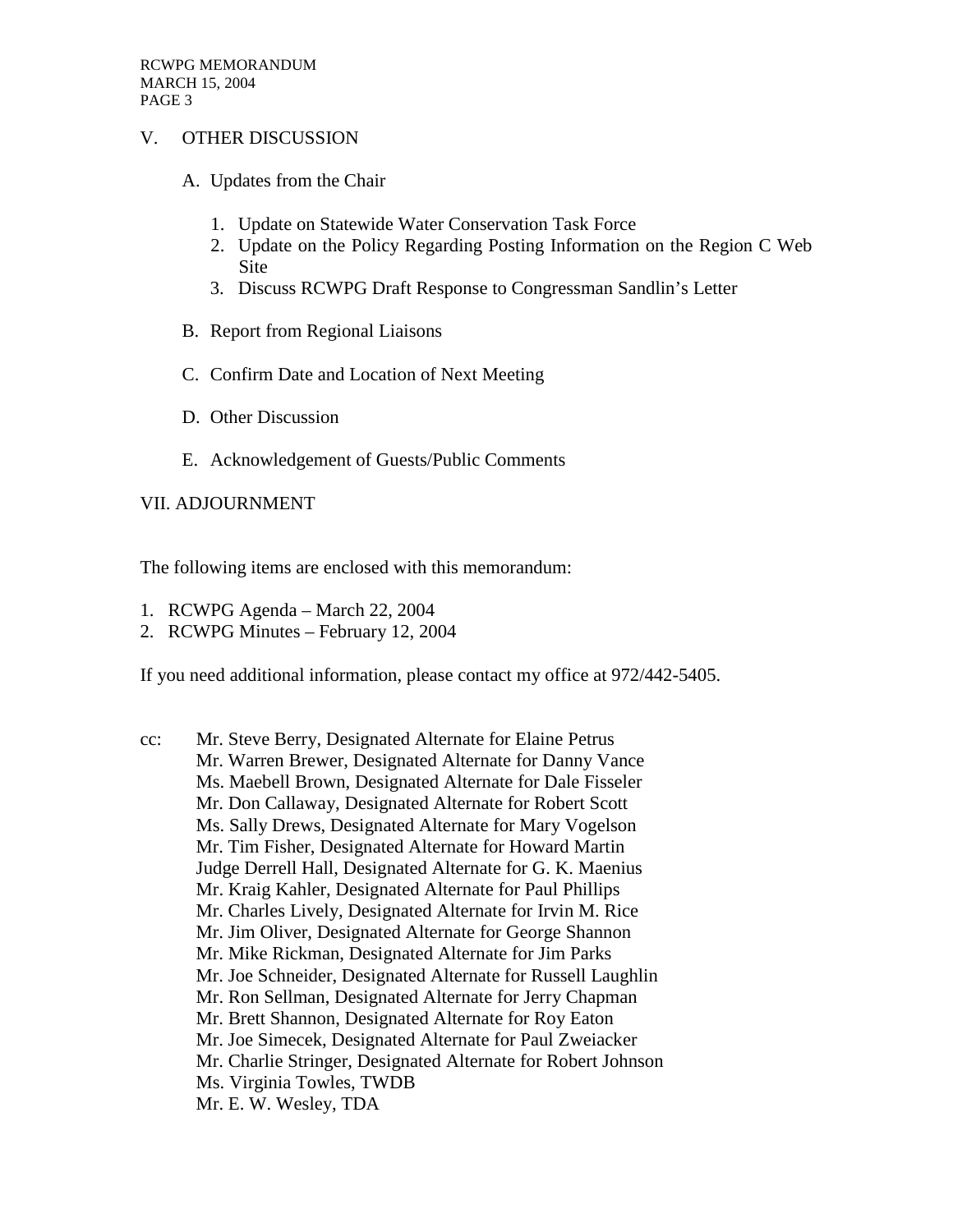V. OTHER DISCUSSION

A. Updates from the Chair

1. Update on Statewide Water Conservation Task Force
2. Update on the Policy Regarding Posting Information on the Region C Web Site
3. Discuss RCWPG Draft Response to Congressman Sandlin's Letter

B. Report from Regional Liaisons

C. Confirm Date and Location of Next Meeting

D. Other Discussion

E. Acknowledgement of Guests/Public Comments

VII. ADJOURNMENT

The following items are enclosed with this memorandum:

1. RCWPG Agenda – March 22, 2004
2. RCWPG Minutes – February 12, 2004

If you need additional information, please contact my office at 972/442-5405.

cc: Mr. Steve Berry, Designated Alternate for Elaine Petrus
Mr. Warren Brewer, Designated Alternate for Danny Vance
Ms. Maebell Brown, Designated Alternate for Dale Fisseler
Mr. Don Callaway, Designated Alternate for Robert Scott
Ms. Sally Drews, Designated Alternate for Mary Vogelson
Mr. Tim Fisher, Designated Alternate for Howard Martin
Judge Derrell Hall, Designated Alternate for G. K. Maenius
Mr. Kraig Kahler, Designated Alternate for Paul Phillips
Mr. Charles Lively, Designated Alternate for Irvin M. Rice
Mr. Jim Oliver, Designated Alternate for George Shannon
Mr. Mike Rickman, Designated Alternate for Jim Parks
Mr. Joe Schneider, Designated Alternate for Russell Laughlin
Mr. Ron Sellman, Designated Alternate for Jerry Chapman
Mr. Brett Shannon, Designated Alternate for Roy Eaton
Mr. Joe Simecek, Designated Alternate for Paul Zweiacker
Mr. Charlie Stringer, Designated Alternate for Robert Johnson
Ms. Virginia Towles, TWDB
Mr. E. W. Wesley, TDA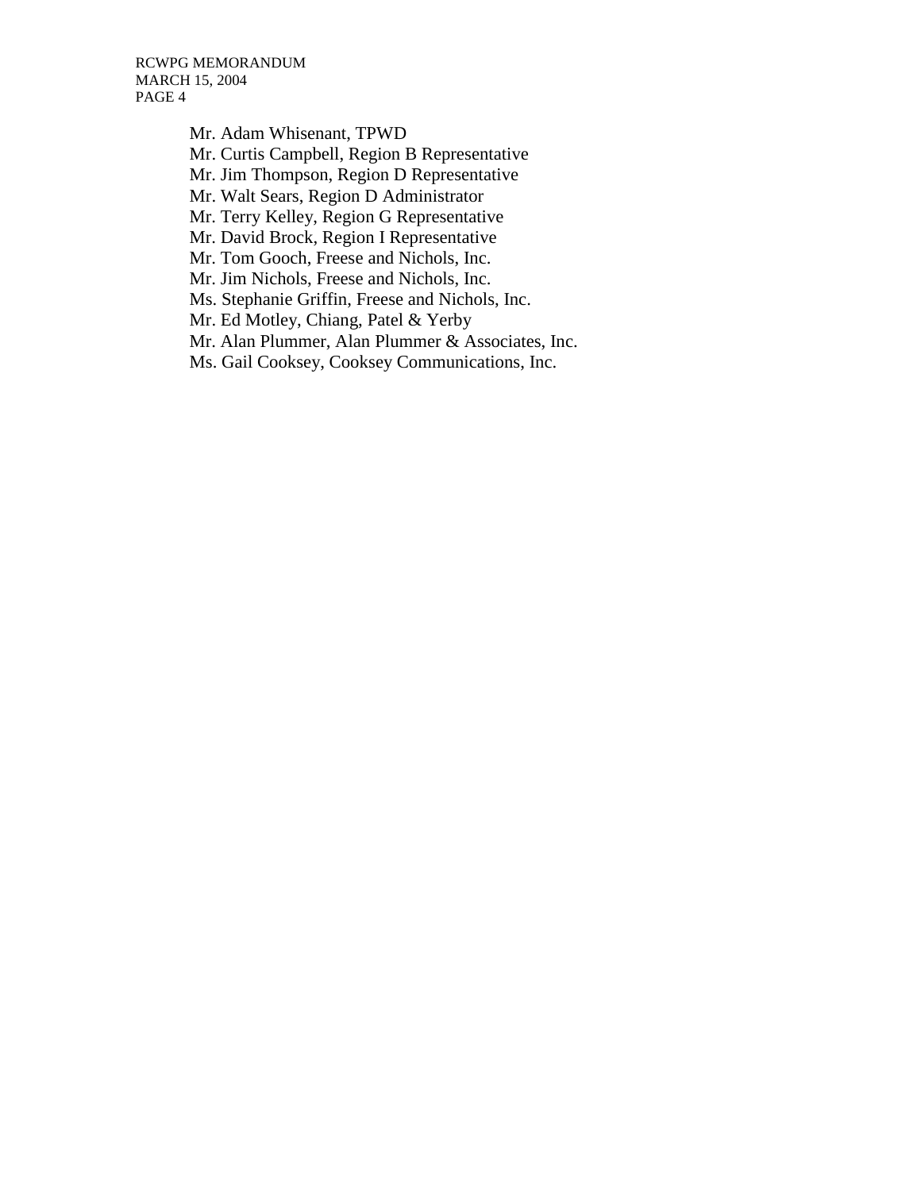Mr. Adam Whisenant, TPWD
Mr. Curtis Campbell, Region B Representative
Mr. Jim Thompson, Region D Representative
Mr. Walt Sears, Region D Administrator
Mr. Terry Kelley, Region G Representative
Mr. David Brock, Region I Representative
Mr. Tom Gooch, Freese and Nichols, Inc.
Mr. Jim Nichols, Freese and Nichols, Inc.
Ms. Stephanie Griffin, Freese and Nichols, Inc.
Mr. Ed Motley, Chiang, Patel & Yerby
Mr. Alan Plummer, Alan Plummer & Associates, Inc.
Ms. Gail Cooksey, Cooksey Communications, Inc.